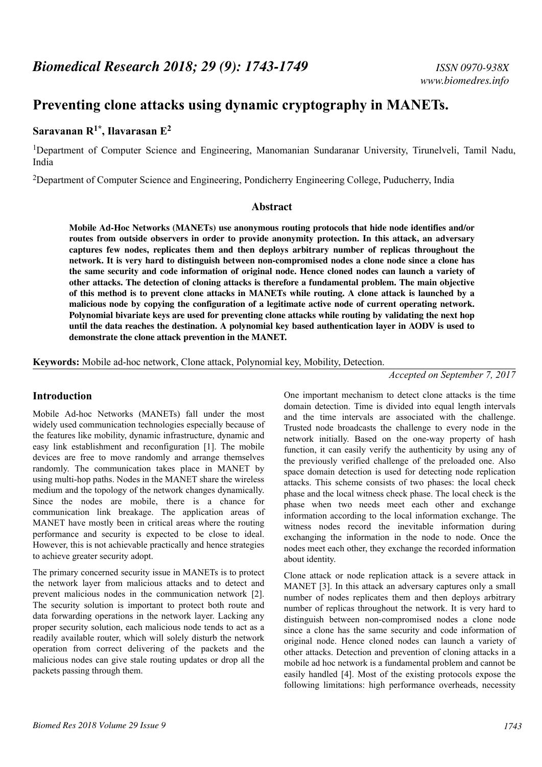# Preventing clone attacks using dynamic cryptography in MANETs.

**Saravanan R[1*], Ilavarasan E[2]**

[1]Department of Computer Science and Engineering, Manomanian Sundaranar University, Tirunelveli, Tamil Nadu, India

[2]Department of Computer Science and Engineering, Pondicherry Engineering College, Puducherry, India

## Abstract

**Mobile Ad-Hoc Networks (MANETs) use anonymous routing protocols that hide node identifies and/or routes from outside observers in order to provide anonymity protection. In this attack, an adversary captures few nodes, replicates them and then deploys arbitrary number of replicas throughout the network. It is very hard to distinguish between non-compromised nodes a clone node since a clone has the same security and code information of original node. Hence cloned nodes can launch a variety of other attacks. The detection of cloning attacks is therefore a fundamental problem. The main objective of this method is to prevent clone attacks in MANETs while routing. A clone attack is launched by a malicious node by copying the configuration of a legitimate active node of current operating network. Polynomial bivariate keys are used for preventing clone attacks while routing by validating the next hop until the data reaches the destination. A polynomial key based authentication layer in AODV is used to demonstrate the clone attack prevention in the MANET.**

**Keywords:** Mobile ad-hoc network, Clone attack, Polynomial key, Mobility, Detection.

*Accepted on September 7, 2017*

## Introduction

Mobile Ad-hoc Networks (MANETs) fall under the most widely used communication technologies especially because of the features like mobility, dynamic infrastructure, dynamic and easy link establishment and reconfiguration [1]. The mobile devices are free to move randomly and arrange themselves randomly. The communication takes place in MANET by using multi-hop paths. Nodes in the MANET share the wireless medium and the topology of the network changes dynamically. Since the nodes are mobile, there is a chance for communication link breakage. The application areas of MANET have mostly been in critical areas where the routing performance and security is expected to be close to ideal. However, this is not achievable practically and hence strategies to achieve greater security adopt.

The primary concerned security issue in MANETs is to protect the network layer from malicious attacks and to detect and prevent malicious nodes in the communication network [2]. The security solution is important to protect both route and data forwarding operations in the network layer. Lacking any proper security solution, each malicious node tends to act as a readily available router, which will solely disturb the network operation from correct delivering of the packets and the malicious nodes can give stale routing updates or drop all the packets passing through them.

One important mechanism to detect clone attacks is the time domain detection. Time is divided into equal length intervals and the time intervals are associated with the challenge. Trusted node broadcasts the challenge to every node in the network initially. Based on the one-way property of hash function, it can easily verify the authenticity by using any of the previously verified challenge of the preloaded one. Also space domain detection is used for detecting node replication attacks. This scheme consists of two phases: the local check phase and the local witness check phase. The local check is the phase when two needs meet each other and exchange information according to the local information exchange. The witness nodes record the inevitable information during exchanging the information in the node to node. Once the nodes meet each other, they exchange the recorded information about identity.

Clone attack or node replication attack is a severe attack in MANET [3]. In this attack an adversary captures only a small number of nodes replicates them and then deploys arbitrary number of replicas throughout the network. It is very hard to distinguish between non-compromised nodes a clone node since a clone has the same security and code information of original node. Hence cloned nodes can launch a variety of other attacks. Detection and prevention of cloning attacks in a mobile ad hoc network is a fundamental problem and cannot be easily handled [4]. Most of the existing protocols expose the following limitations: high performance overheads, necessity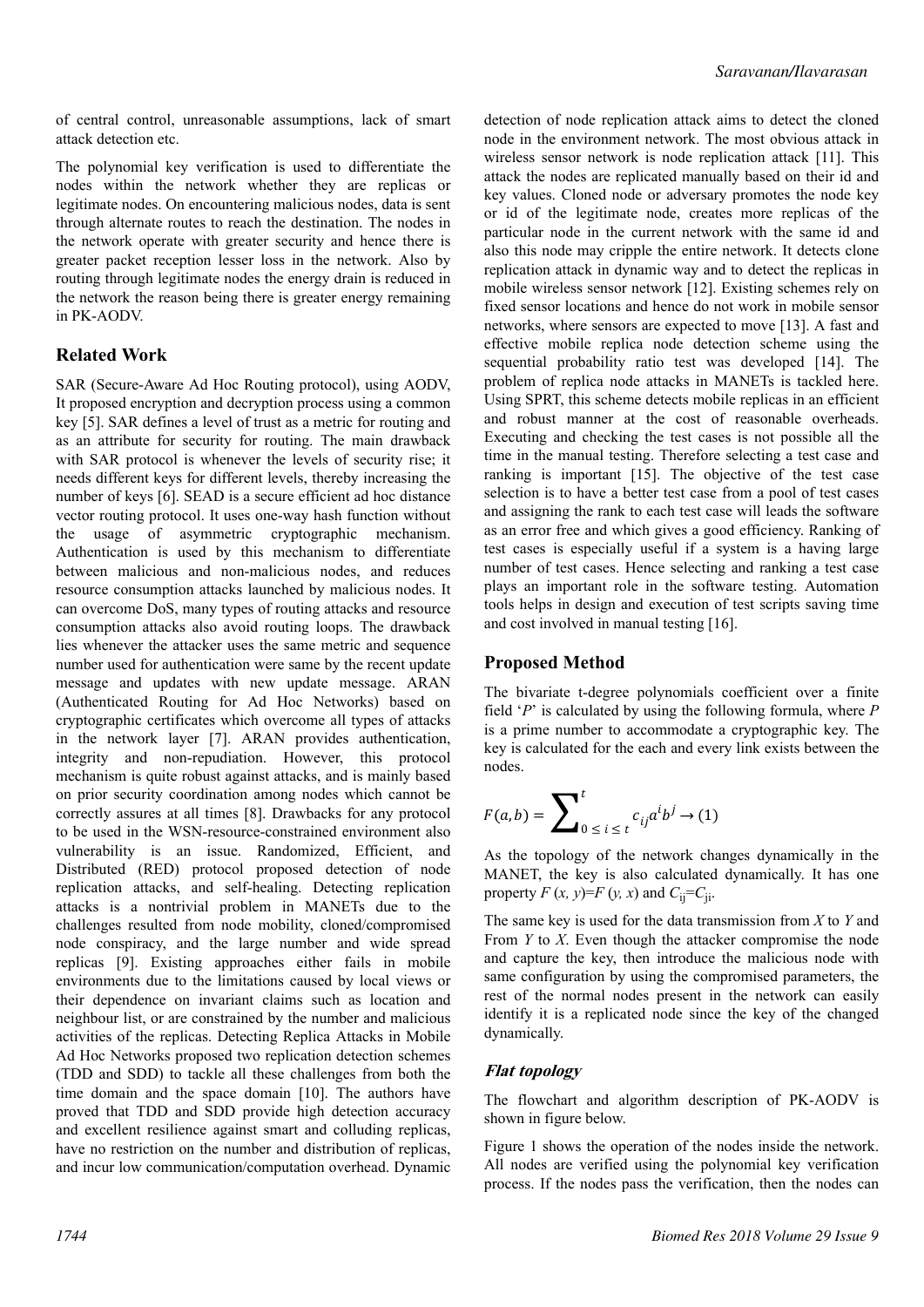of central control, unreasonable assumptions, lack of smart attack detection etc.

The polynomial key verification is used to differentiate the nodes within the network whether they are replicas or legitimate nodes. On encountering malicious nodes, data is sent through alternate routes to reach the destination. The nodes in the network operate with greater security and hence there is greater packet reception lesser loss in the network. Also by routing through legitimate nodes the energy drain is reduced in the network the reason being there is greater energy remaining in PK-AODV.

## Related Work

SAR (Secure-Aware Ad Hoc Routing protocol), using AODV, It proposed encryption and decryption process using a common key [5]. SAR defines a level of trust as a metric for routing and as an attribute for security for routing. The main drawback with SAR protocol is whenever the levels of security rise; it needs different keys for different levels, thereby increasing the number of keys [6]. SEAD is a secure efficient ad hoc distance vector routing protocol. It uses one-way hash function without the usage of asymmetric cryptographic mechanism. Authentication is used by this mechanism to differentiate between malicious and non-malicious nodes, and reduces resource consumption attacks launched by malicious nodes. It can overcome DoS, many types of routing attacks and resource consumption attacks also avoid routing loops. The drawback lies whenever the attacker uses the same metric and sequence number used for authentication were same by the recent update message and updates with new update message. ARAN (Authenticated Routing for Ad Hoc Networks) based on cryptographic certificates which overcome all types of attacks in the network layer [7]. ARAN provides authentication, integrity and non-repudiation. However, this protocol mechanism is quite robust against attacks, and is mainly based on prior security coordination among nodes which cannot be correctly assures at all times [8]. Drawbacks for any protocol to be used in the WSN-resource-constrained environment also vulnerability is an issue. Randomized, Efficient, and Distributed (RED) protocol proposed detection of node replication attacks, and self-healing. Detecting replication attacks is a nontrivial problem in MANETs due to the challenges resulted from node mobility, cloned/compromised node conspiracy, and the large number and wide spread replicas [9]. Existing approaches either fails in mobile environments due to the limitations caused by local views or their dependence on invariant claims such as location and neighbour list, or are constrained by the number and malicious activities of the replicas. Detecting Replica Attacks in Mobile Ad Hoc Networks proposed two replication detection schemes (TDD and SDD) to tackle all these challenges from both the time domain and the space domain [10]. The authors have proved that TDD and SDD provide high detection accuracy and excellent resilience against smart and colluding replicas, have no restriction on the number and distribution of replicas, and incur low communication/computation overhead. Dynamic detection of node replication attack aims to detect the cloned node in the environment network. The most obvious attack in wireless sensor network is node replication attack [11]. This attack the nodes are replicated manually based on their id and key values. Cloned node or adversary promotes the node key or id of the legitimate node, creates more replicas of the particular node in the current network with the same id and also this node may cripple the entire network. It detects clone replication attack in dynamic way and to detect the replicas in mobile wireless sensor network [12]. Existing schemes rely on fixed sensor locations and hence do not work in mobile sensor networks, where sensors are expected to move [13]. A fast and effective mobile replica node detection scheme using the sequential probability ratio test was developed [14]. The problem of replica node attacks in MANETs is tackled here. Using SPRT, this scheme detects mobile replicas in an efficient and robust manner at the cost of reasonable overheads. Executing and checking the test cases is not possible all the time in the manual testing. Therefore selecting a test case and ranking is important [15]. The objective of the test case selection is to have a better test case from a pool of test cases and assigning the rank to each test case will leads the software as an error free and which gives a good efficiency. Ranking of test cases is especially useful if a system is a having large number of test cases. Hence selecting and ranking a test case plays an important role in the software testing. Automation tools helps in design and execution of test scripts saving time and cost involved in manual testing [16].

## Proposed Method

The bivariate t-degree polynomials coefficient over a finite field '$P$' is calculated by using the following formula, where $P$ is a prime number to accommodate a cryptographic key. The key is calculated for the each and every link exists between the nodes.

$$F(a, b) = \sum_{0 \leq i \leq t}^{t} c_{ij} a^i b^j \rightarrow (1)$$

As the topology of the network changes dynamically in the MANET, the key is also calculated dynamically. It has one property $F(x, y)=F(y, x)$ and $C_{ij}=C_{ji}$.

The same key is used for the data transmission from $X$ to $Y$ and From $Y$ to $X$. Even though the attacker compromise the node and capture the key, then introduce the malicious node with same configuration by using the compromised parameters, the rest of the normal nodes present in the network can easily identify it is a replicated node since the key of the changed dynamically.

### *Flat topology*

The flowchart and algorithm description of PK-AODV is shown in figure below.

Figure 1 shows the operation of the nodes inside the network. All nodes are verified using the polynomial key verification process. If the nodes pass the verification, then the nodes can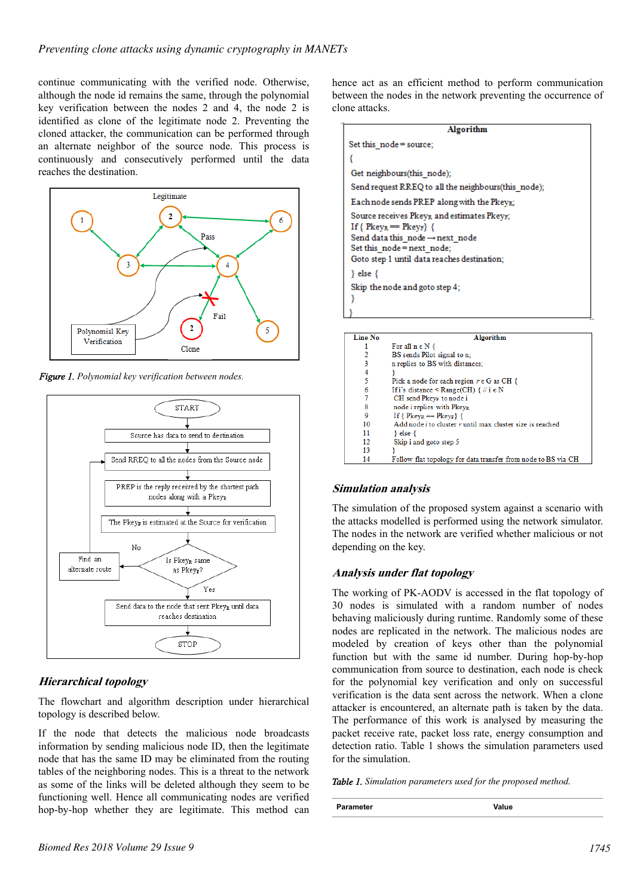continue communicating with the verified node. Otherwise, although the node id remains the same, through the polynomial key verification between the nodes 2 and 4, the node 2 is identified as clone of the legitimate node 2. Preventing the cloned attacker, the communication can be performed through an alternate neighbor of the source node. This process is continuously and consecutively performed until the data reaches the destination.

*Figure 1. Polynomial key verification between nodes.*

### Hierarchical topology

The flowchart and algorithm description under hierarchical topology is described below.

If the node that detects the malicious node broadcasts information by sending malicious node ID, then the legitimate node that has the same ID may be eliminated from the routing tables of the neighboring nodes. This is a threat to the network as some of the links will be deleted although they seem to be functioning well. Hence all communicating nodes are verified hop-by-hop whether they are legitimate. This method can hence act as an efficient method to perform communication between the nodes in the network preventing the occurrence of clone attacks.

```
Algorithm
Set this_node = source;
{
Get neighbours(this_node);
Send request RREQ to all the neighbours(this_node);
Each node sends PREP along with the PkeyR;
Source receives PkeyR and estimates PkeyF;
If { PkeyR == PkeyF} {
Send data this_node → next_node
Set this_node = next_node;
Goto step 1 until data reaches destination;
} else {
Skip the node and goto step 4;
}
}
```

| Line No | Algorithm |
|---|---|
| 1 | For all n ∈ N { |
| 2 | BS sends Pilot signal to n; |
| 3 | n replies to BS with distances; |
| 4 | } |
| 5 | Pick a node for each region $r \in G$ as CH { |
| 6 | If i's distance < Range(CH) { // i ∈ N |
| 7 | CH send $Pkey_F$ to node i |
| 8 | node i replies with $Pkey_R$ |
| 9 | If { $Pkey_R == Pkey_F$} { |
| 10 | Add node *i* to cluster *r* until max cluster size is reached |
| 11 | } else { |
| 12 | Skip i and goto step 5 |
| 13 | } |
| 14 | Follow flat topology for data transfer from node to BS via CH |

### Simulation analysis

The simulation of the proposed system against a scenario with the attacks modelled is performed using the network simulator. The nodes in the network are verified whether malicious or not depending on the key.

### Analysis under flat topology

The working of PK-AODV is accessed in the flat topology of 30 nodes is simulated with a random number of nodes behaving maliciously during runtime. Randomly some of these nodes are replicated in the network. The malicious nodes are modeled by creation of keys other than the polynomial function but with the same id number. During hop-by-hop communication from source to destination, each node is check for the polynomial key verification and only on successful verification is the data sent across the network. When a clone attacker is encountered, an alternate path is taken by the data. The performance of this work is analysed by measuring the packet receive rate, packet loss rate, energy consumption and detection ratio. Table 1 shows the simulation parameters used for the simulation.

*Table 1. Simulation parameters used for the proposed method.*

| Parameter | Value |
|---|---|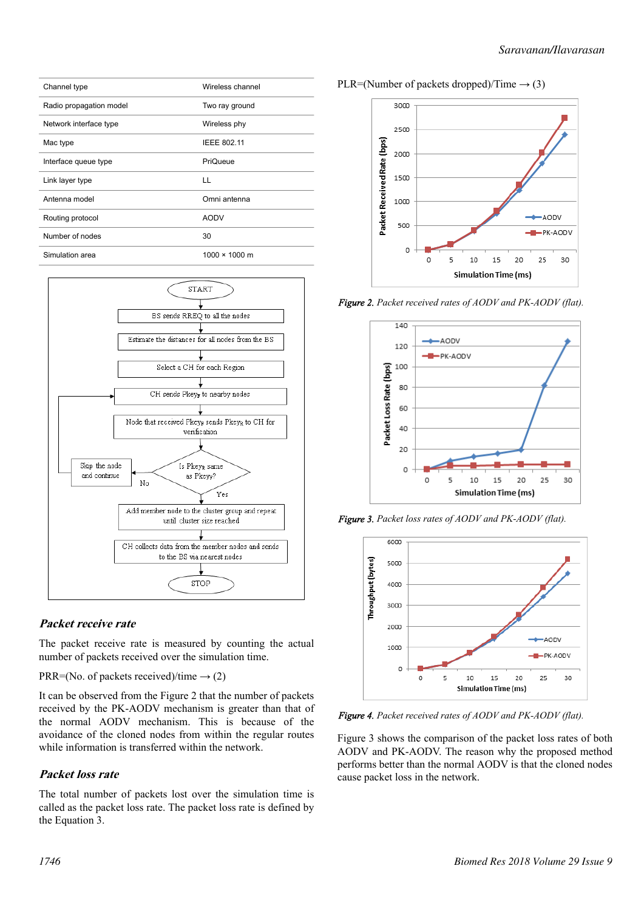| Channel type | Wireless channel |
|---|---|
| Radio propagation model | Two ray ground |
| Network interface type | Wireless phy |
| Mac type | IEEE 802.11 |
| Interface queue type | PriQueue |
| Link layer type | LL |
| Antenna model | Omni antenna |
| Routing protocol | AODV |
| Number of nodes | 30 |
| Simulation area | 1000 × 1000 m |

### Packet receive rate

The packet receive rate is measured by counting the actual number of packets received over the simulation time.

PRR=(No. of packets received)/time → (2)

It can be observed from the Figure 2 that the number of packets received by the PK-AODV mechanism is greater than that of the normal AODV mechanism. This is because of the avoidance of the cloned nodes from within the regular routes while information is transferred within the network.

### Packet loss rate

The total number of packets lost over the simulation time is called as the packet loss rate. The packet loss rate is defined by the Equation 3.

PLR=(Number of packets dropped)/Time → (3)

***Figure 2.*** *Packet received rates of AODV and PK-AODV (flat).*

***Figure 3.*** *Packet loss rates of AODV and PK-AODV (flat).*

***Figure 4.*** *Packet received rates of AODV and PK-AODV (flat).*

Figure 3 shows the comparison of the packet loss rates of both AODV and PK-AODV. The reason why the proposed method performs better than the normal AODV is that the cloned nodes cause packet loss in the network.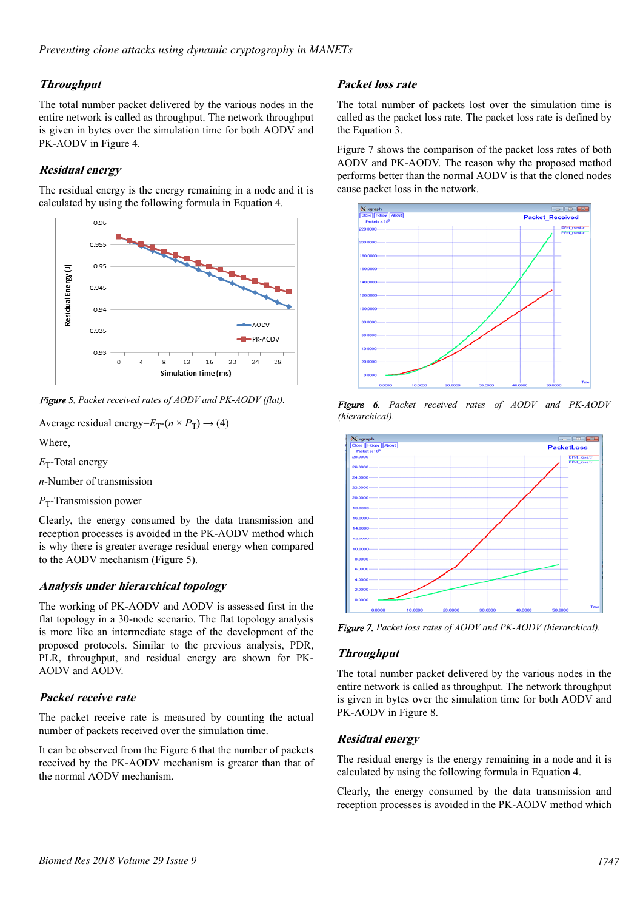### Throughput

The total number packet delivered by the various nodes in the entire network is called as throughput. The network throughput is given in bytes over the simulation time for both AODV and PK-AODV in Figure 4.

### Residual energy

The residual energy is the energy remaining in a node and it is calculated by using the following formula in Equation 4.

*Figure 5. Packet received rates of AODV and PK-AODV (flat).*

Average residual energy=$E_T$-($n \times P_T$) → (4)

Where,

$E_T$-Total energy

$n$-Number of transmission

$P_T$-Transmission power

Clearly, the energy consumed by the data transmission and reception processes is avoided in the PK-AODV method which is why there is greater average residual energy when compared to the AODV mechanism (Figure 5).

### Analysis under hierarchical topology

The working of PK-AODV and AODV is assessed first in the flat topology in a 30-node scenario. The flat topology analysis is more like an intermediate stage of the development of the proposed protocols. Similar to the previous analysis, PDR, PLR, throughput, and residual energy are shown for PK-AODV and AODV.

### Packet receive rate

The packet receive rate is measured by counting the actual number of packets received over the simulation time.

It can be observed from the Figure 6 that the number of packets received by the PK-AODV mechanism is greater than that of the normal AODV mechanism.

### Packet loss rate

The total number of packets lost over the simulation time is called as the packet loss rate. The packet loss rate is defined by the Equation 3.

Figure 7 shows the comparison of the packet loss rates of both AODV and PK-AODV. The reason why the proposed method performs better than the normal AODV is that the cloned nodes cause packet loss in the network.

*Figure 6. Packet received rates of AODV and PK-AODV (hierarchical).*

*Figure 7. Packet loss rates of AODV and PK-AODV (hierarchical).*

### Throughput

The total number packet delivered by the various nodes in the entire network is called as throughput. The network throughput is given in bytes over the simulation time for both AODV and PK-AODV in Figure 8.

### Residual energy

The residual energy is the energy remaining in a node and it is calculated by using the following formula in Equation 4.

Clearly, the energy consumed by the data transmission and reception processes is avoided in the PK-AODV method which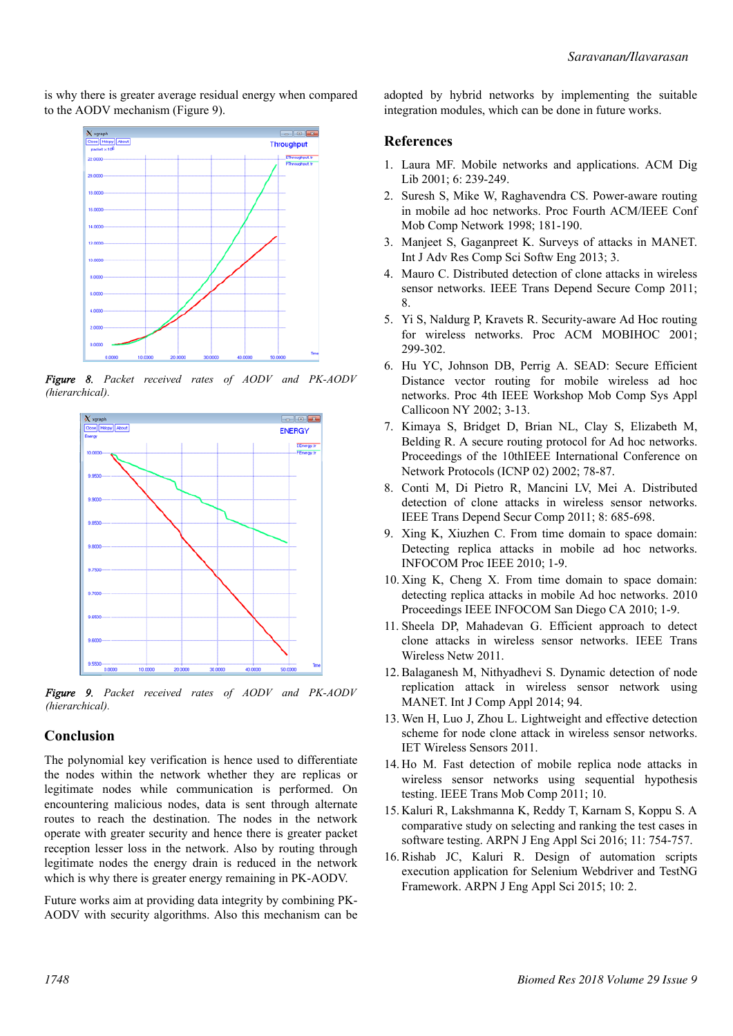is why there is greater average residual energy when compared to the AODV mechanism (Figure 9).

*Figure 8. Packet received rates of AODV and PK-AODV (hierarchical).*

*Figure 9. Packet received rates of AODV and PK-AODV (hierarchical).*

## Conclusion

The polynomial key verification is hence used to differentiate the nodes within the network whether they are replicas or legitimate nodes while communication is performed. On encountering malicious nodes, data is sent through alternate routes to reach the destination. The nodes in the network operate with greater security and hence there is greater packet reception lesser loss in the network. Also by routing through legitimate nodes the energy drain is reduced in the network which is why there is greater energy remaining in PK-AODV.

Future works aim at providing data integrity by combining PK-AODV with security algorithms. Also this mechanism can be adopted by hybrid networks by implementing the suitable integration modules, which can be done in future works.

## References

1. Laura MF. Mobile networks and applications. ACM Dig Lib 2001; 6: 239-249.
2. Suresh S, Mike W, Raghavendra CS. Power-aware routing in mobile ad hoc networks. Proc Fourth ACM/IEEE Conf Mob Comp Network 1998; 181-190.
3. Manjeet S, Gaganpreet K. Surveys of attacks in MANET. Int J Adv Res Comp Sci Softw Eng 2013; 3.
4. Mauro C. Distributed detection of clone attacks in wireless sensor networks. IEEE Trans Depend Secure Comp 2011; 8.
5. Yi S, Naldurg P, Kravets R. Security-aware Ad Hoc routing for wireless networks. Proc ACM MOBIHOC 2001; 299-302.
6. Hu YC, Johnson DB, Perrig A. SEAD: Secure Efficient Distance vector routing for mobile wireless ad hoc networks. Proc 4th IEEE Workshop Mob Comp Sys Appl Callicoon NY 2002; 3-13.
7. Kimaya S, Bridget D, Brian NL, Clay S, Elizabeth M, Belding R. A secure routing protocol for Ad hoc networks. Proceedings of the 10thIEEE International Conference on Network Protocols (ICNP 02) 2002; 78-87.
8. Conti M, Di Pietro R, Mancini LV, Mei A. Distributed detection of clone attacks in wireless sensor networks. IEEE Trans Depend Secur Comp 2011; 8: 685-698.
9. Xing K, Xiuzhen C. From time domain to space domain: Detecting replica attacks in mobile ad hoc networks. INFOCOM Proc IEEE 2010; 1-9.
10. Xing K, Cheng X. From time domain to space domain: detecting replica attacks in mobile Ad hoc networks. 2010 Proceedings IEEE INFOCOM San Diego CA 2010; 1-9.
11. Sheela DP, Mahadevan G. Efficient approach to detect clone attacks in wireless sensor networks. IEEE Trans Wireless Netw 2011.
12. Balaganesh M, Nithyadhevi S. Dynamic detection of node replication attack in wireless sensor network using MANET. Int J Comp Appl 2014; 94.
13. Wen H, Luo J, Zhou L. Lightweight and effective detection scheme for node clone attack in wireless sensor networks. IET Wireless Sensors 2011.
14. Ho M. Fast detection of mobile replica node attacks in wireless sensor networks using sequential hypothesis testing. IEEE Trans Mob Comp 2011; 10.
15. Kaluri R, Lakshmanna K, Reddy T, Karnam S, Koppu S. A comparative study on selecting and ranking the test cases in software testing. ARPN J Eng Appl Sci 2016; 11: 754-757.
16. Rishab JC, Kaluri R. Design of automation scripts execution application for Selenium Webdriver and TestNG Framework. ARPN J Eng Appl Sci 2015; 10: 2.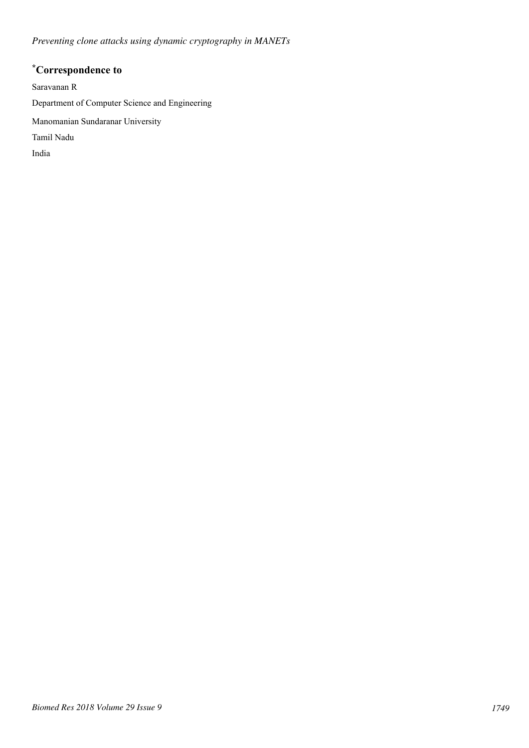## *Correspondence to

Saravanan R

Department of Computer Science and Engineering

Manomanian Sundaranar University

Tamil Nadu

India